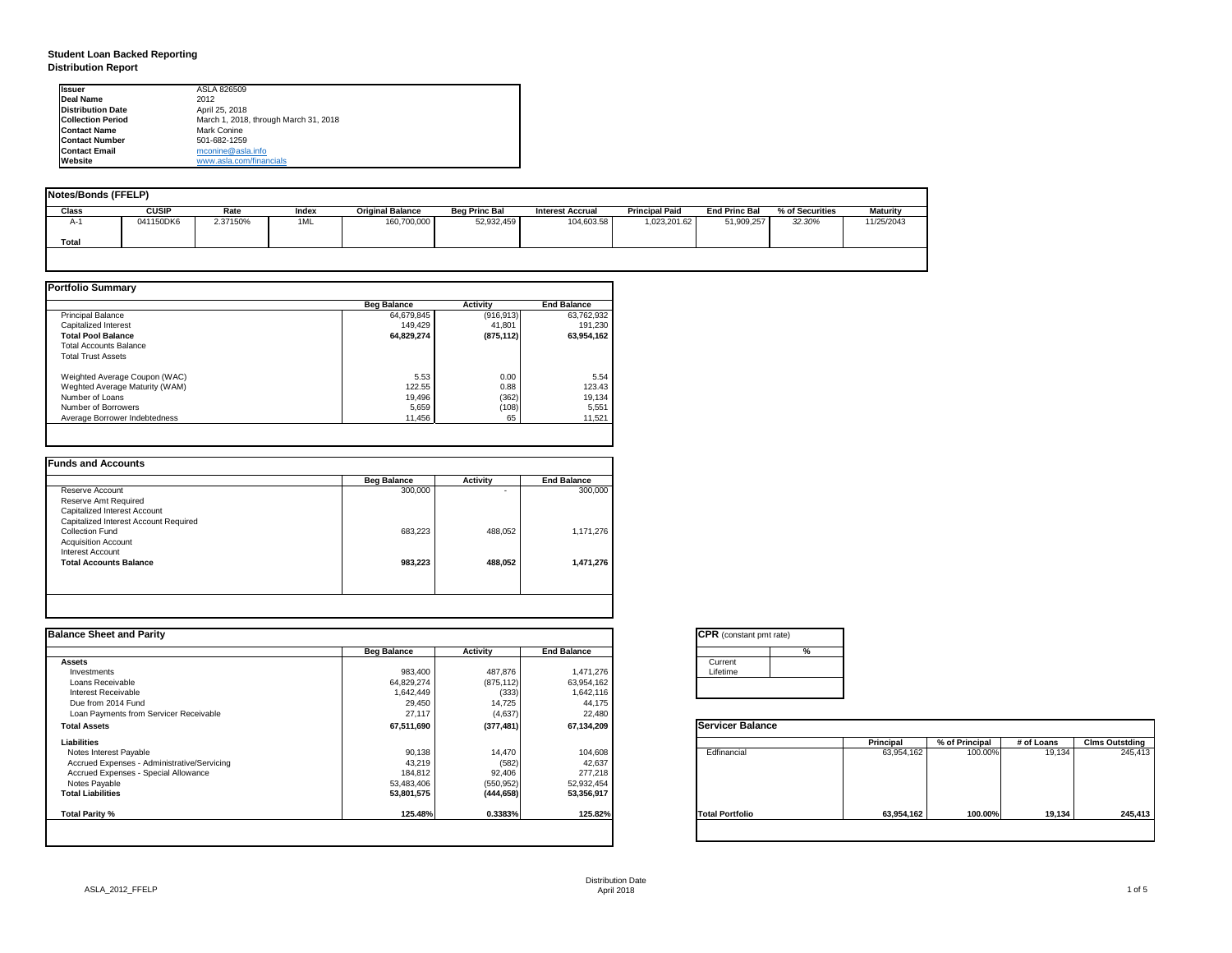**Student Loan Backed Reporting**
**Distribution Report**

| | |
|---|---|
| **Issuer** | ASLA 826509 |
| **Deal Name** | 2012 |
| **Distribution Date** | April 25, 2018 |
| **Collection Period** | March 1, 2018, through March 31, 2018 |
| **Contact Name** | Mark Conine |
| **Contact Number** | 501-682-1259 |
| **Contact Email** | mconine@asla.info |
| **Website** | www.asla.com/financials |

**Notes/Bonds (FFELP)**

| Class | CUSIP | Rate | Index | Original Balance | Beg Princ Bal | Interest Accrual | Principal Paid | End Princ Bal | % of Securities | Maturity |
|---|---|---|---|---|---|---|---|---|---|---|
| A-1 | 041150DK6 | 2.37150% | 1ML | 160,700,000 | 52,932,459 | 104,603.58 | 1,023,201.62 | 51,909,257 | 32.30% | 11/25/2043 |
| **Total** | | | | | | | | | | |

**Portfolio Summary**

| | Beg Balance | Activity | End Balance |
|---|---|---|---|
| Principal Balance | 64,679,845 | (916,913) | 63,762,932 |
| Capitalized Interest | 149,429 | 41,801 | 191,230 |
| **Total Pool Balance** | **64,829,274** | **(875,112)** | **63,954,162** |
| Total Accounts Balance | | | |
| Total Trust Assets | | | |
| | | | |
| Weighted Average Coupon (WAC) | 5.53 | 0.00 | 5.54 |
| Weghted Average Maturity (WAM) | 122.55 | 0.88 | 123.43 |
| Number of Loans | 19,496 | (362) | 19,134 |
| Number of Borrowers | 5,659 | (108) | 5,551 |
| Average Borrower Indebtedness | 11,456 | 65 | 11,521 |

**Funds and Accounts**

| | Beg Balance | Activity | End Balance |
|---|---|---|---|
| Reserve Account | 300,000 | - | 300,000 |
| Reserve Amt Required | | | |
| Capitalized Interest Account | | | |
| Capitalized Interest Account Required | | | |
| Collection Fund | 683,223 | 488,052 | 1,171,276 |
| Acquisition Account | | | |
| Interest Account | | | |
| **Total Accounts Balance** | **983,223** | **488,052** | **1,471,276** |

**Balance Sheet and Parity**

| | Beg Balance | Activity | End Balance |
|---|---|---|---|
| **Assets** | | | |
| Investments | 983,400 | 487,876 | 1,471,276 |
| Loans Receivable | 64,829,274 | (875,112) | 63,954,162 |
| Interest Receivable | 1,642,449 | (333) | 1,642,116 |
| Due from 2014 Fund | 29,450 | 14,725 | 44,175 |
| Loan Payments from Servicer Receivable | 27,117 | (4,637) | 22,480 |
| **Total Assets** | **67,511,690** | **(377,481)** | **67,134,209** |
| **Liabilities** | | | |
| Notes Interest Payable | 90,138 | 14,470 | 104,608 |
| Accrued Expenses - Administrative/Servicing | 43,219 | (582) | 42,637 |
| Accrued Expenses - Special Allowance | 184,812 | 92,406 | 277,218 |
| Notes Payable | 53,483,406 | (550,952) | 52,932,454 |
| **Total Liabilities** | **53,801,575** | **(444,658)** | **53,356,917** |
| | | | |
| **Total Parity %** | **125.48%** | **0.3383%** | **125.82%** |

**CPR** (constant pmt rate)

| | % |
|---|---|
| Current | |
| Lifetime | |

**Servicer Balance**

| | Principal | % of Principal | # of Loans | Clms Outstding |
|---|---|---|---|---|
| Edfinancial | 63,954,162 | 100.00% | 19,134 | 245,413 |
| **Total Portfolio** | **63,954,162** | **100.00%** | **19,134** | **245,413** |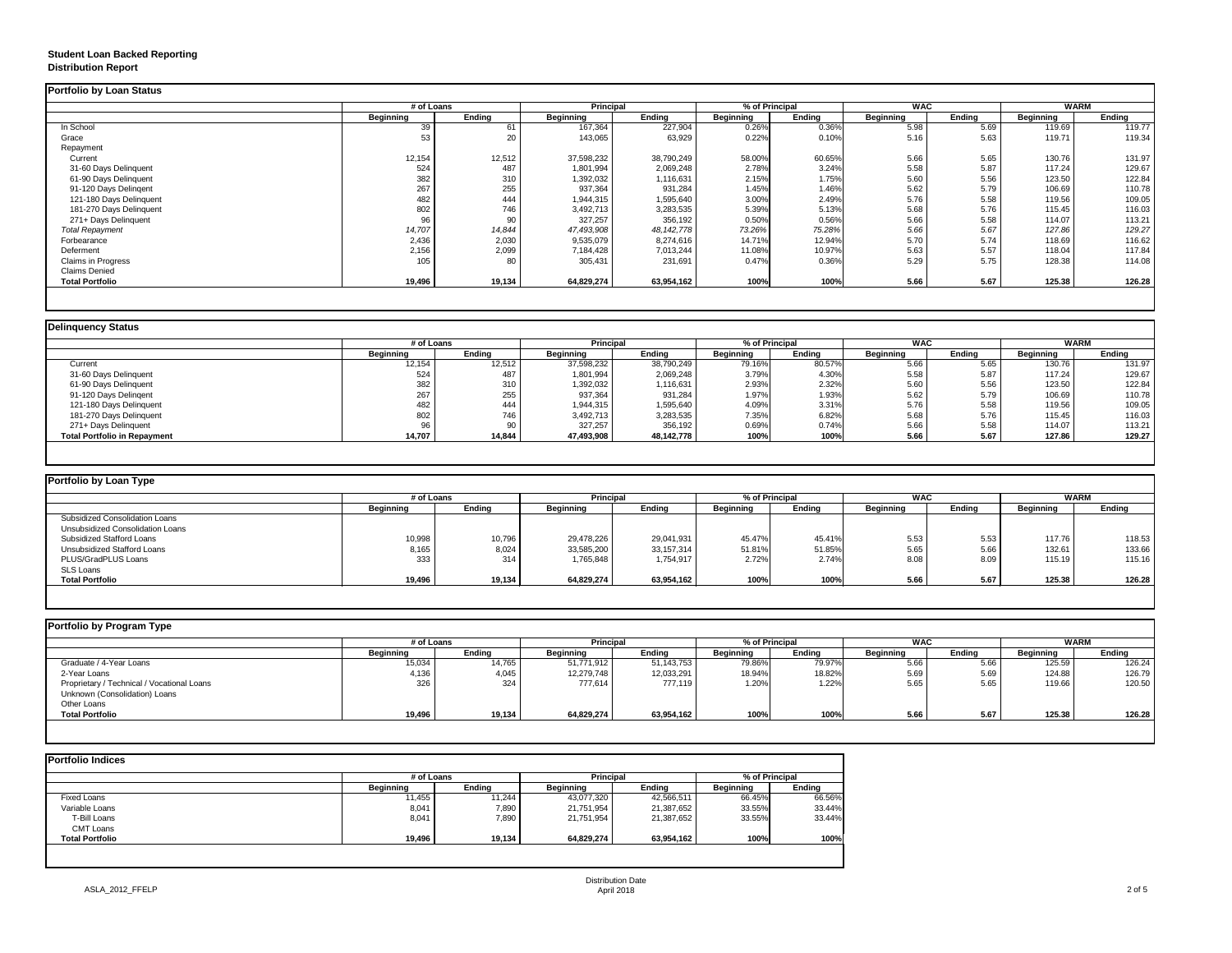# Student Loan Backed Reporting
## Distribution Report

### Portfolio by Loan Status

| | # of Loans | | Principal | | % of Principal | | WAC | | WARM | |
|---|---|---|---|---|---|---|---|---|---|---|
| | Beginning | Ending | Beginning | Ending | Beginning | Ending | Beginning | Ending | Beginning | Ending |
| In School | 39 | 61 | 167,364 | 227,904 | 0.26% | 0.36% | 5.98 | 5.69 | 119.69 | 119.77 |
| Grace | 53 | 20 | 143,065 | 63,929 | 0.22% | 0.10% | 5.16 | 5.63 | 119.71 | 119.34 |
| Repayment | | | | | | | | | | |
| Current | 12,154 | 12,512 | 37,598,232 | 38,790,249 | 58.00% | 60.65% | 5.66 | 5.65 | 130.76 | 131.97 |
| 31-60 Days Delinquent | 524 | 487 | 1,801,994 | 2,069,248 | 2.78% | 3.24% | 5.58 | 5.87 | 117.24 | 129.67 |
| 61-90 Days Delinquent | 382 | 310 | 1,392,032 | 1,116,631 | 2.15% | 1.75% | 5.60 | 5.56 | 123.50 | 122.84 |
| 91-120 Days Delingent | 267 | 255 | 937,364 | 931,284 | 1.45% | 1.46% | 5.62 | 5.79 | 106.69 | 110.78 |
| 121-180 Days Delinquent | 482 | 444 | 1,944,315 | 1,595,640 | 3.00% | 2.49% | 5.76 | 5.58 | 119.56 | 109.05 |
| 181-270 Days Delinquent | 802 | 746 | 3,492,713 | 3,283,535 | 5.39% | 5.13% | 5.68 | 5.76 | 115.45 | 116.03 |
| 271+ Days Delinquent | 96 | 90 | 327,257 | 356,192 | 0.50% | 0.56% | 5.66 | 5.58 | 114.07 | 113.21 |
| *Total Repayment* | *14,707* | *14,844* | *47,493,908* | *48,142,778* | *73.26%* | *75.28%* | *5.66* | *5.67* | *127.86* | *129.27* |
| Forbearance | 2,436 | 2,030 | 9,535,079 | 8,274,616 | 14.71% | 12.94% | 5.70 | 5.74 | 118.69 | 116.62 |
| Deferment | 2,156 | 2,099 | 7,184,428 | 7,013,244 | 11.08% | 10.97% | 5.63 | 5.57 | 118.04 | 117.84 |
| Claims in Progress | 105 | 80 | 305,431 | 231,691 | 0.47% | 0.36% | 5.29 | 5.75 | 128.38 | 114.08 |
| Claims Denied | | | | | | | | | | |
| **Total Portfolio** | **19,496** | **19,134** | **64,829,274** | **63,954,162** | **100%** | **100%** | **5.66** | **5.67** | **125.38** | **126.28** |

### Delinquency Status

| | # of Loans | | Principal | | % of Principal | | WAC | | WARM | |
|---|---|---|---|---|---|---|---|---|---|---|
| | Beginning | Ending | Beginning | Ending | Beginning | Ending | Beginning | Ending | Beginning | Ending |
| Current | 12,154 | 12,512 | 37,598,232 | 38,790,249 | 79.16% | 80.57% | 5.66 | 5.65 | 130.76 | 131.97 |
| 31-60 Days Delinquent | 524 | 487 | 1,801,994 | 2,069,248 | 3.79% | 4.30% | 5.58 | 5.87 | 117.24 | 129.67 |
| 61-90 Days Delinquent | 382 | 310 | 1,392,032 | 1,116,631 | 2.93% | 2.32% | 5.60 | 5.56 | 123.50 | 122.84 |
| 91-120 Days Delingent | 267 | 255 | 937,364 | 931,284 | 1.97% | 1.93% | 5.62 | 5.79 | 106.69 | 110.78 |
| 121-180 Days Delinquent | 482 | 444 | 1,944,315 | 1,595,640 | 4.09% | 3.31% | 5.76 | 5.58 | 119.56 | 109.05 |
| 181-270 Days Delinquent | 802 | 746 | 3,492,713 | 3,283,535 | 7.35% | 6.82% | 5.68 | 5.76 | 115.45 | 116.03 |
| 271+ Days Delinquent | 96 | 90 | 327,257 | 356,192 | 0.69% | 0.74% | 5.66 | 5.58 | 114.07 | 113.21 |
| **Total Portfolio in Repayment** | **14,707** | **14,844** | **47,493,908** | **48,142,778** | **100%** | **100%** | **5.66** | **5.67** | **127.86** | **129.27** |

### Portfolio by Loan Type

| | # of Loans | | Principal | | % of Principal | | WAC | | WARM | |
|---|---|---|---|---|---|---|---|---|---|---|
| | Beginning | Ending | Beginning | Ending | Beginning | Ending | Beginning | Ending | Beginning | Ending |
| Subsidized Consolidation Loans | | | | | | | | | | |
| Unsubsidized Consolidation Loans | | | | | | | | | | |
| Subsidized Stafford Loans | 10,998 | 10,796 | 29,478,226 | 29,041,931 | 45.47% | 45.41% | 5.53 | 5.53 | 117.76 | 118.53 |
| Unsubsidized Stafford Loans | 8,165 | 8,024 | 33,585,200 | 33,157,314 | 51.81% | 51.85% | 5.65 | 5.66 | 132.61 | 133.66 |
| PLUS/GradPLUS Loans | 333 | 314 | 1,765,848 | 1,754,917 | 2.72% | 2.74% | 8.08 | 8.09 | 115.19 | 115.16 |
| SLS Loans | | | | | | | | | | |
| **Total Portfolio** | **19,496** | **19,134** | **64,829,274** | **63,954,162** | **100%** | **100%** | **5.66** | **5.67** | **125.38** | **126.28** |

### Portfolio by Program Type

| | # of Loans | | Principal | | % of Principal | | WAC | | WARM | |
|---|---|---|---|---|---|---|---|---|---|---|
| | Beginning | Ending | Beginning | Ending | Beginning | Ending | Beginning | Ending | Beginning | Ending |
| Graduate / 4-Year Loans | 15,034 | 14,765 | 51,771,912 | 51,143,753 | 79.86% | 79.97% | 5.66 | 5.66 | 125.59 | 126.24 |
| 2-Year Loans | 4,136 | 4,045 | 12,279,748 | 12,033,291 | 18.94% | 18.82% | 5.69 | 5.69 | 124.88 | 126.79 |
| Proprietary / Technical / Vocational Loans | 326 | 324 | 777,614 | 777,119 | 1.20% | 1.22% | 5.65 | 5.65 | 119.66 | 120.50 |
| Unknown (Consolidation) Loans | | | | | | | | | | |
| Other Loans | | | | | | | | | | |
| **Total Portfolio** | **19,496** | **19,134** | **64,829,274** | **63,954,162** | **100%** | **100%** | **5.66** | **5.67** | **125.38** | **126.28** |

### Portfolio Indices

| | # of Loans | | Principal | | % of Principal | |
|---|---|---|---|---|---|---|
| | Beginning | Ending | Beginning | Ending | Beginning | Ending |
| Fixed Loans | 11,455 | 11,244 | 43,077,320 | 42,566,511 | 66.45% | 66.56% |
| Variable Loans | 8,041 | 7,890 | 21,751,954 | 21,387,652 | 33.55% | 33.44% |
| T-Bill Loans | 8,041 | 7,890 | 21,751,954 | 21,387,652 | 33.55% | 33.44% |
| CMT Loans | | | | | | |
| **Total Portfolio** | **19,496** | **19,134** | **64,829,274** | **63,954,162** | **100%** | **100%** |

ASLA_2012_FFELP

Distribution Date
April 2018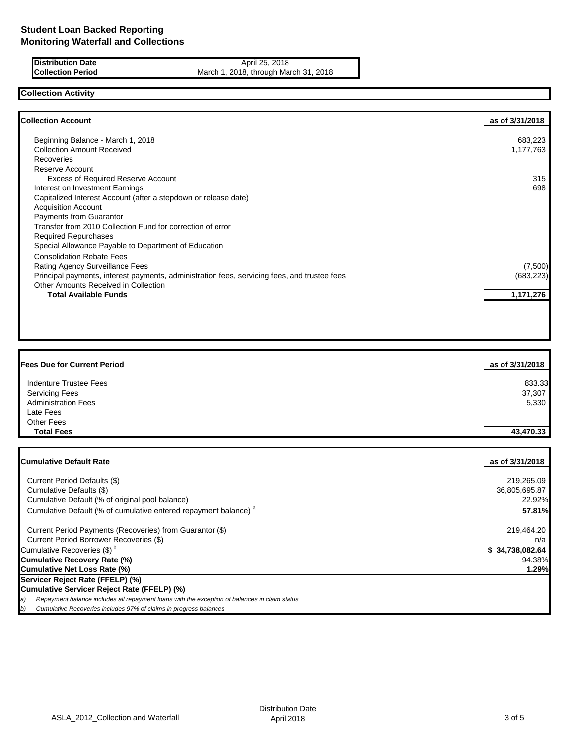# Student Loan Backed Reporting
## Monitoring Waterfall and Collections

| | |
|---|---|
| **Distribution Date** | April 25, 2018 |
| **Collection Period** | March 1, 2018, through March 31, 2018 |

## Collection Activity

| **Collection Account** | **as of 3/31/2018** |
|---|---|
| Beginning Balance - March 1, 2018 | 683,223 |
| Collection Amount Received | 1,177,763 |
| Recoveries | |
| Reserve Account | |
| Excess of Required Reserve Account | 315 |
| Interest on Investment Earnings | 698 |
| Capitalized Interest Account (after a stepdown or release date) | |
| Acquisition Account | |
| Payments from Guarantor | |
| Transfer from 2010 Collection Fund for correction of error | |
| Required Repurchases | |
| Special Allowance Payable to Department of Education | |
| Consolidation Rebate Fees | |
| Rating Agency Surveillance Fees | (7,500) |
| Principal payments, interest payments, administration fees, servicing fees, and trustee fees | (683,223) |
| Other Amounts Received in Collection | |
| **Total Available Funds** | **1,171,276** |

| **Fees Due for Current Period** | **as of 3/31/2018** |
|---|---|
| Indenture Trustee Fees | 833.33 |
| Servicing Fees | 37,307 |
| Administration Fees | 5,330 |
| Late Fees | |
| Other Fees | |
| **Total Fees** | **43,470.33** |

| **Cumulative Default Rate** | **as of 3/31/2018** |
|---|---|
| Current Period Defaults ($) | 219,265.09 |
| Cumulative Defaults ($) | 36,805,695.87 |
| Cumulative Default (% of original pool balance) | 22.92% |
| Cumulative Default (% of cumulative entered repayment balance) [a] | **57.81%** |
| Current Period Payments (Recoveries) from Guarantor ($) | 219,464.20 |
| Current Period Borrower Recoveries ($) | n/a |
| Cumulative Recoveries ($) [b] | **$ 34,738,082.64** |
| **Cumulative Recovery Rate (%)** | 94.38% |
| **Cumulative Net Loss Rate (%)** | **1.29%** |
| **Servicer Reject Rate (FFELP) (%)** | |
| **Cumulative Servicer Reject Rate (FFELP) (%)** | |

*a) Repayment balance includes all repayment loans with the exception of balances in claim status*

*b) Cumulative Recoveries includes 97% of claims in progress balances*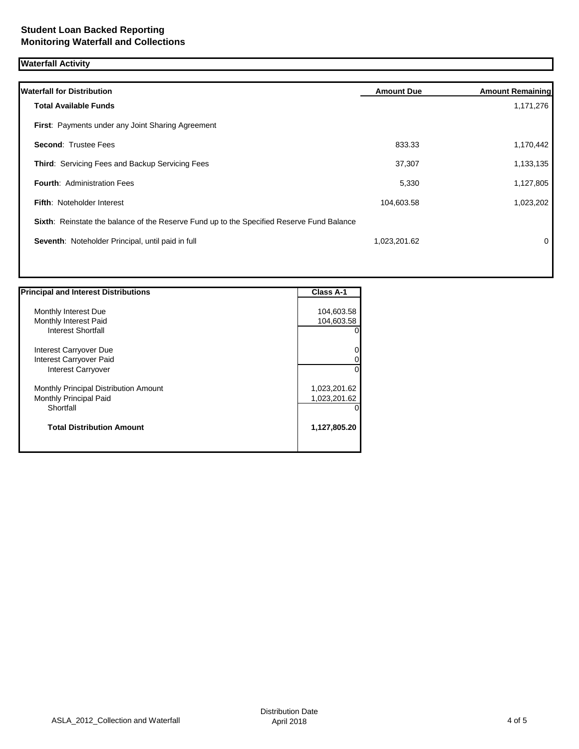**Student Loan Backed Reporting**
**Monitoring Waterfall and Collections**

## Waterfall Activity

| Waterfall for Distribution | Amount Due | Amount Remaining |
|---|---|---|
| **Total Available Funds** | | 1,171,276 |
| **First**: Payments under any Joint Sharing Agreement | | |
| **Second**: Trustee Fees | 833.33 | 1,170,442 |
| **Third**: Servicing Fees and Backup Servicing Fees | 37,307 | 1,133,135 |
| **Fourth**: Administration Fees | 5,330 | 1,127,805 |
| **Fifth**: Noteholder Interest | 104,603.58 | 1,023,202 |
| **Sixth**: Reinstate the balance of the Reserve Fund up to the Specified Reserve Fund Balance | | |
| **Seventh**: Noteholder Principal, until paid in full | 1,023,201.62 | 0 |

| Principal and Interest Distributions | Class A-1 |
|---|---|
| Monthly Interest Due | 104,603.58 |
| Monthly Interest Paid | 104,603.58 |
| Interest Shortfall | 0 |
| Interest Carryover Due | 0 |
| Interest Carryover Paid | 0 |
| Interest Carryover | 0 |
| Monthly Principal Distribution Amount | 1,023,201.62 |
| Monthly Principal Paid | 1,023,201.62 |
| Shortfall | 0 |
| **Total Distribution Amount** | **1,127,805.20** |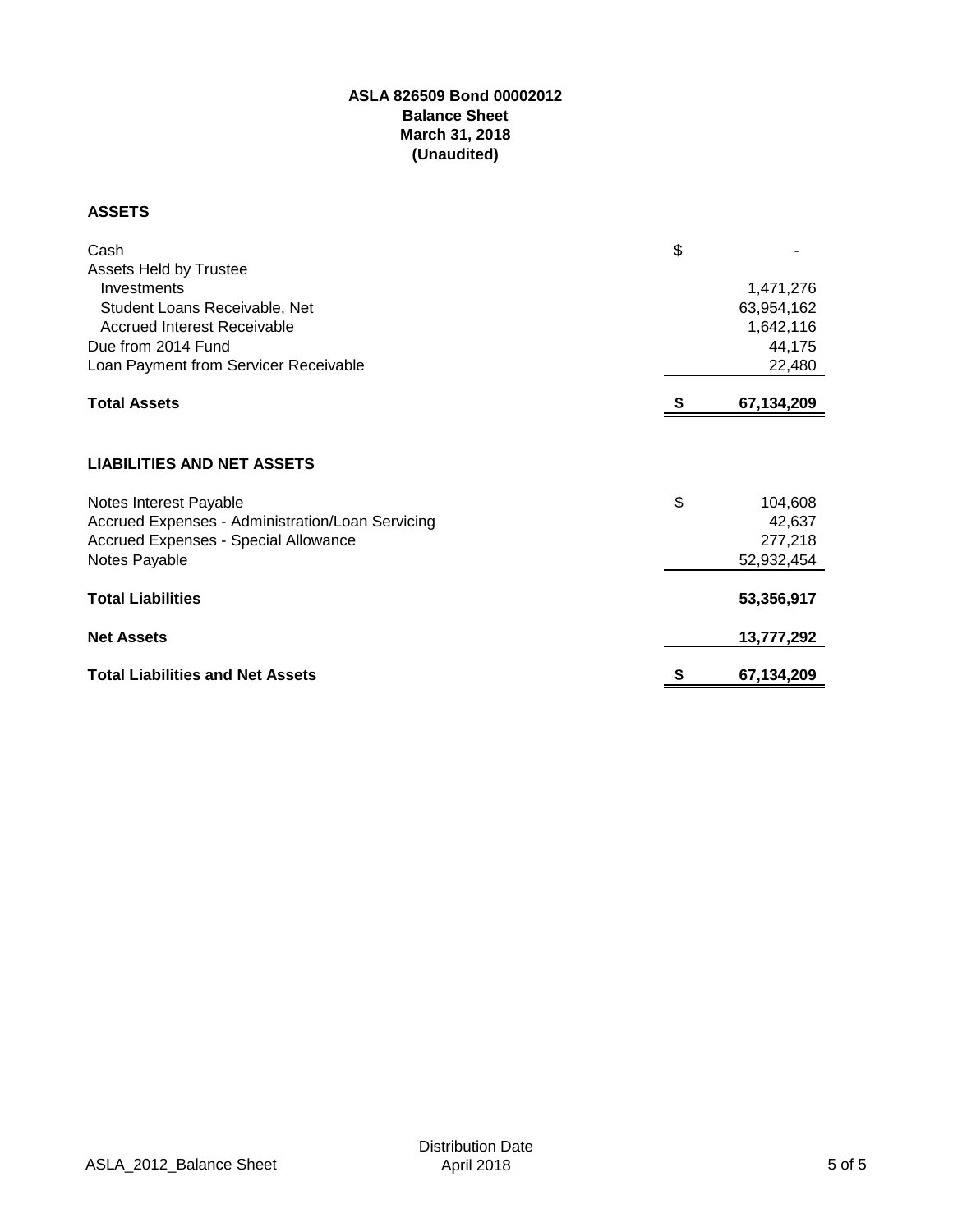**ASLA 826509 Bond 00002012**
**Balance Sheet**
**March 31, 2018**
**(Unaudited)**

**ASSETS**

| | | |
|---|---|---|
| Cash | $ | - |
| Assets Held by Trustee | | |
| Investments | | 1,471,276 |
| Student Loans Receivable, Net | | 63,954,162 |
| Accrued Interest Receivable | | 1,642,116 |
| Due from 2014 Fund | | 44,175 |
| Loan Payment from Servicer Receivable | | 22,480 |
| **Total Assets** | **$** | **67,134,209** |

**LIABILITIES AND NET ASSETS**

| | | |
|---|---|---|
| Notes Interest Payable | $ | 104,608 |
| Accrued Expenses - Administration/Loan Servicing | | 42,637 |
| Accrued Expenses - Special Allowance | | 277,218 |
| Notes Payable | | 52,932,454 |
| **Total Liabilities** | | **53,356,917** |
| **Net Assets** | | **13,777,292** |
| **Total Liabilities and Net Assets** | **$** | **67,134,209** |

ASLA_2012_Balance Sheet

Distribution Date
April 2018